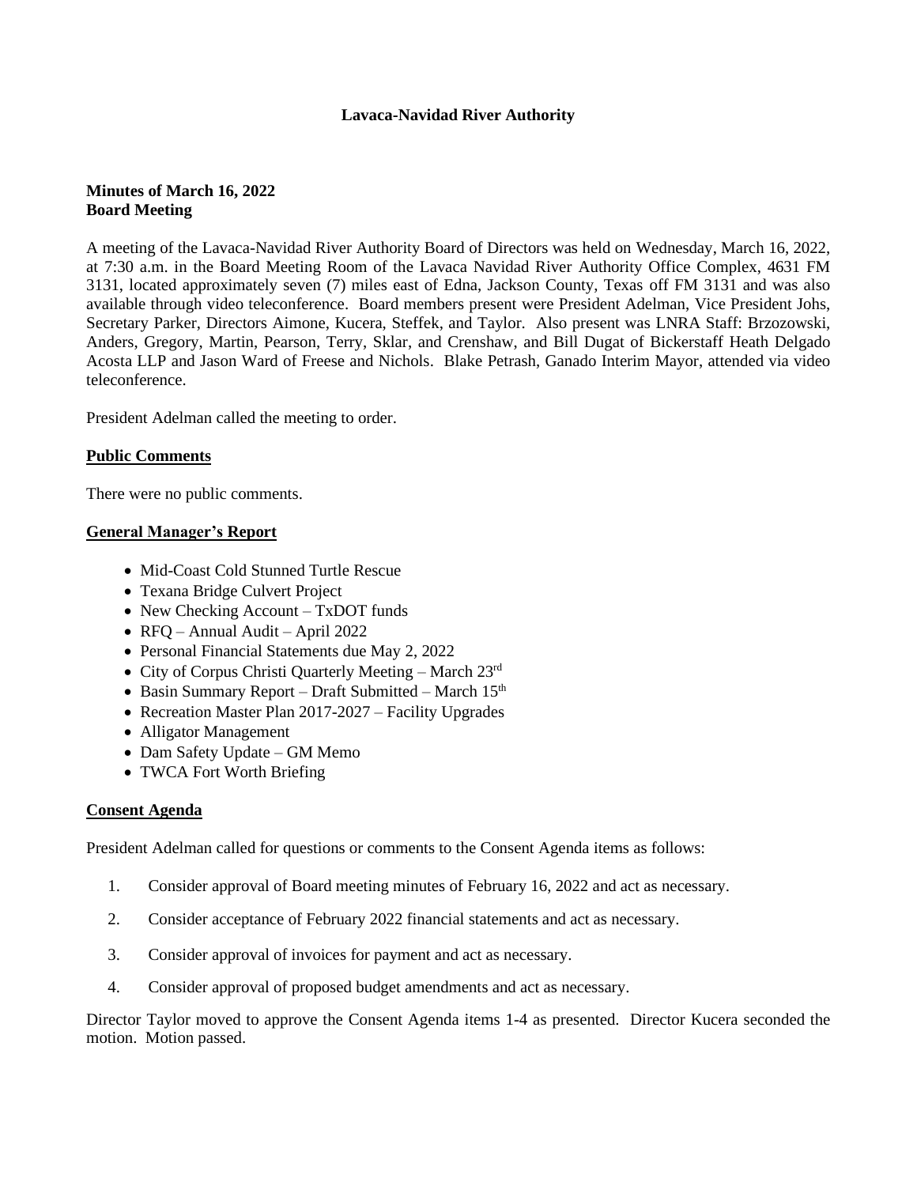# Lavaca-Navidad River Authority

**Minutes of March 16, 2022**
**Board Meeting**

A meeting of the Lavaca-Navidad River Authority Board of Directors was held on Wednesday, March 16, 2022, at 7:30 a.m. in the Board Meeting Room of the Lavaca Navidad River Authority Office Complex, 4631 FM 3131, located approximately seven (7) miles east of Edna, Jackson County, Texas off FM 3131 and was also available through video teleconference. Board members present were President Adelman, Vice President Johs, Secretary Parker, Directors Aimone, Kucera, Steffek, and Taylor. Also present was LNRA Staff: Brzozowski, Anders, Gregory, Martin, Pearson, Terry, Sklar, and Crenshaw, and Bill Dugat of Bickerstaff Heath Delgado Acosta LLP and Jason Ward of Freese and Nichols. Blake Petrash, Ganado Interim Mayor, attended via video teleconference.

President Adelman called the meeting to order.

## Public Comments

There were no public comments.

## General Manager's Report

- Mid-Coast Cold Stunned Turtle Rescue
- Texana Bridge Culvert Project
- New Checking Account – TxDOT funds
- RFQ – Annual Audit – April 2022
- Personal Financial Statements due May 2, 2022
- City of Corpus Christi Quarterly Meeting – March 23rd
- Basin Summary Report – Draft Submitted – March 15th
- Recreation Master Plan 2017-2027 – Facility Upgrades
- Alligator Management
- Dam Safety Update – GM Memo
- TWCA Fort Worth Briefing

## Consent Agenda

President Adelman called for questions or comments to the Consent Agenda items as follows:

1. Consider approval of Board meeting minutes of February 16, 2022 and act as necessary.
2. Consider acceptance of February 2022 financial statements and act as necessary.
3. Consider approval of invoices for payment and act as necessary.
4. Consider approval of proposed budget amendments and act as necessary.

Director Taylor moved to approve the Consent Agenda items 1-4 as presented. Director Kucera seconded the motion. Motion passed.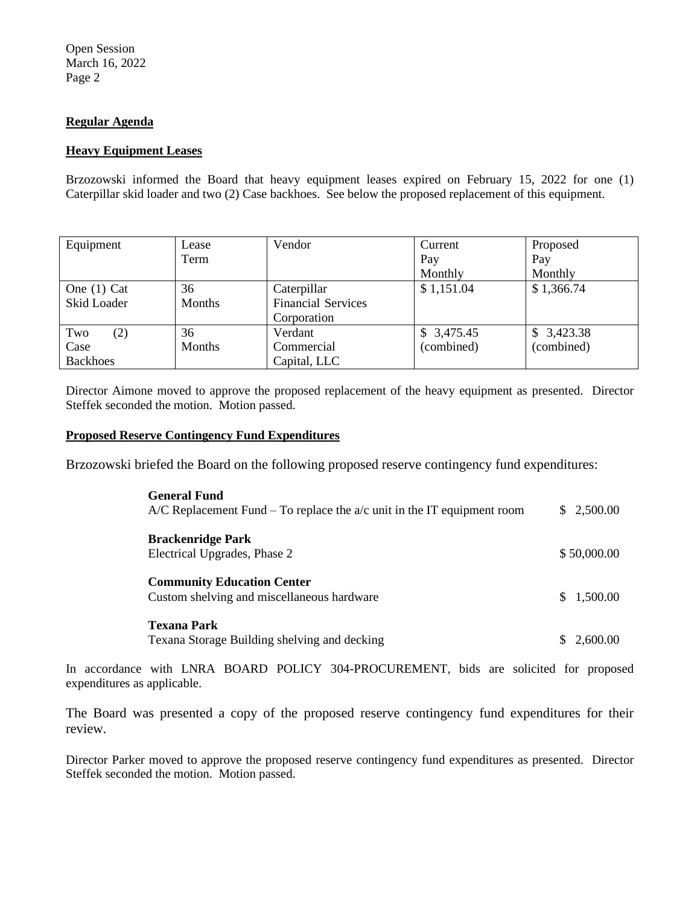## Regular Agenda

### Heavy Equipment Leases

Brzozowski informed the Board that heavy equipment leases expired on February 15, 2022 for one (1) Caterpillar skid loader and two (2) Case backhoes. See below the proposed replacement of this equipment.

| Equipment | Lease Term | Vendor | Current Pay Monthly | Proposed Pay Monthly |
|---|---|---|---|---|
| One (1) Cat Skid Loader | 36 Months | Caterpillar Financial Services Corporation | $ 1,151.04 | $ 1,366.74 |
| Two (2) Case Backhoes | 36 Months | Verdant Commercial Capital, LLC | $ 3,475.45 (combined) | $ 3,423.38 (combined) |

Director Aimone moved to approve the proposed replacement of the heavy equipment as presented. Director Steffek seconded the motion. Motion passed.

### Proposed Reserve Contingency Fund Expenditures

Brzozowski briefed the Board on the following proposed reserve contingency fund expenditures:

**General Fund**
A/C Replacement Fund – To replace the a/c unit in the IT equipment room $ 2,500.00

**Brackenridge Park**
Electrical Upgrades, Phase 2 $ 50,000.00

**Community Education Center**
Custom shelving and miscellaneous hardware $ 1,500.00

**Texana Park**
Texana Storage Building shelving and decking $ 2,600.00

In accordance with LNRA BOARD POLICY 304-PROCUREMENT, bids are solicited for proposed expenditures as applicable.

The Board was presented a copy of the proposed reserve contingency fund expenditures for their review.

Director Parker moved to approve the proposed reserve contingency fund expenditures as presented. Director Steffek seconded the motion. Motion passed.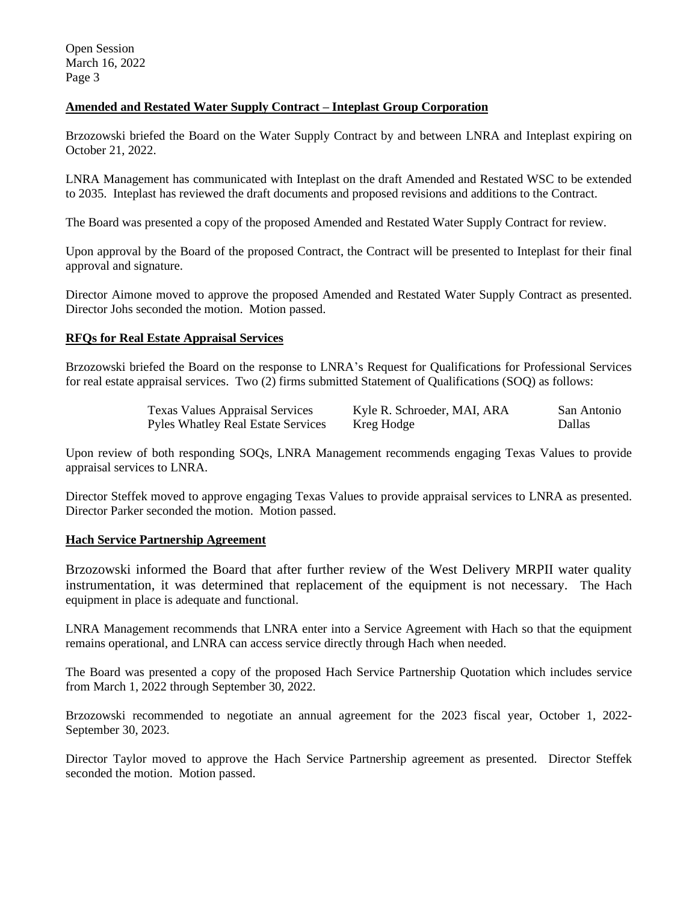### Amended and Restated Water Supply Contract – Inteplast Group Corporation

Brzozowski briefed the Board on the Water Supply Contract by and between LNRA and Inteplast expiring on October 21, 2022.

LNRA Management has communicated with Inteplast on the draft Amended and Restated WSC to be extended to 2035. Inteplast has reviewed the draft documents and proposed revisions and additions to the Contract.

The Board was presented a copy of the proposed Amended and Restated Water Supply Contract for review.

Upon approval by the Board of the proposed Contract, the Contract will be presented to Inteplast for their final approval and signature.

Director Aimone moved to approve the proposed Amended and Restated Water Supply Contract as presented. Director Johs seconded the motion. Motion passed.

### RFQs for Real Estate Appraisal Services

Brzozowski briefed the Board on the response to LNRA's Request for Qualifications for Professional Services for real estate appraisal services. Two (2) firms submitted Statement of Qualifications (SOQ) as follows:

| | | |
|---|---|---|
| Texas Values Appraisal Services | Kyle R. Schroeder, MAI, ARA | San Antonio |
| Pyles Whatley Real Estate Services | Kreg Hodge | Dallas |

Upon review of both responding SOQs, LNRA Management recommends engaging Texas Values to provide appraisal services to LNRA.

Director Steffek moved to approve engaging Texas Values to provide appraisal services to LNRA as presented. Director Parker seconded the motion. Motion passed.

### Hach Service Partnership Agreement

Brzozowski informed the Board that after further review of the West Delivery MRPII water quality instrumentation, it was determined that replacement of the equipment is not necessary. The Hach equipment in place is adequate and functional.

LNRA Management recommends that LNRA enter into a Service Agreement with Hach so that the equipment remains operational, and LNRA can access service directly through Hach when needed.

The Board was presented a copy of the proposed Hach Service Partnership Quotation which includes service from March 1, 2022 through September 30, 2022.

Brzozowski recommended to negotiate an annual agreement for the 2023 fiscal year, October 1, 2022-September 30, 2023.

Director Taylor moved to approve the Hach Service Partnership agreement as presented. Director Steffek seconded the motion. Motion passed.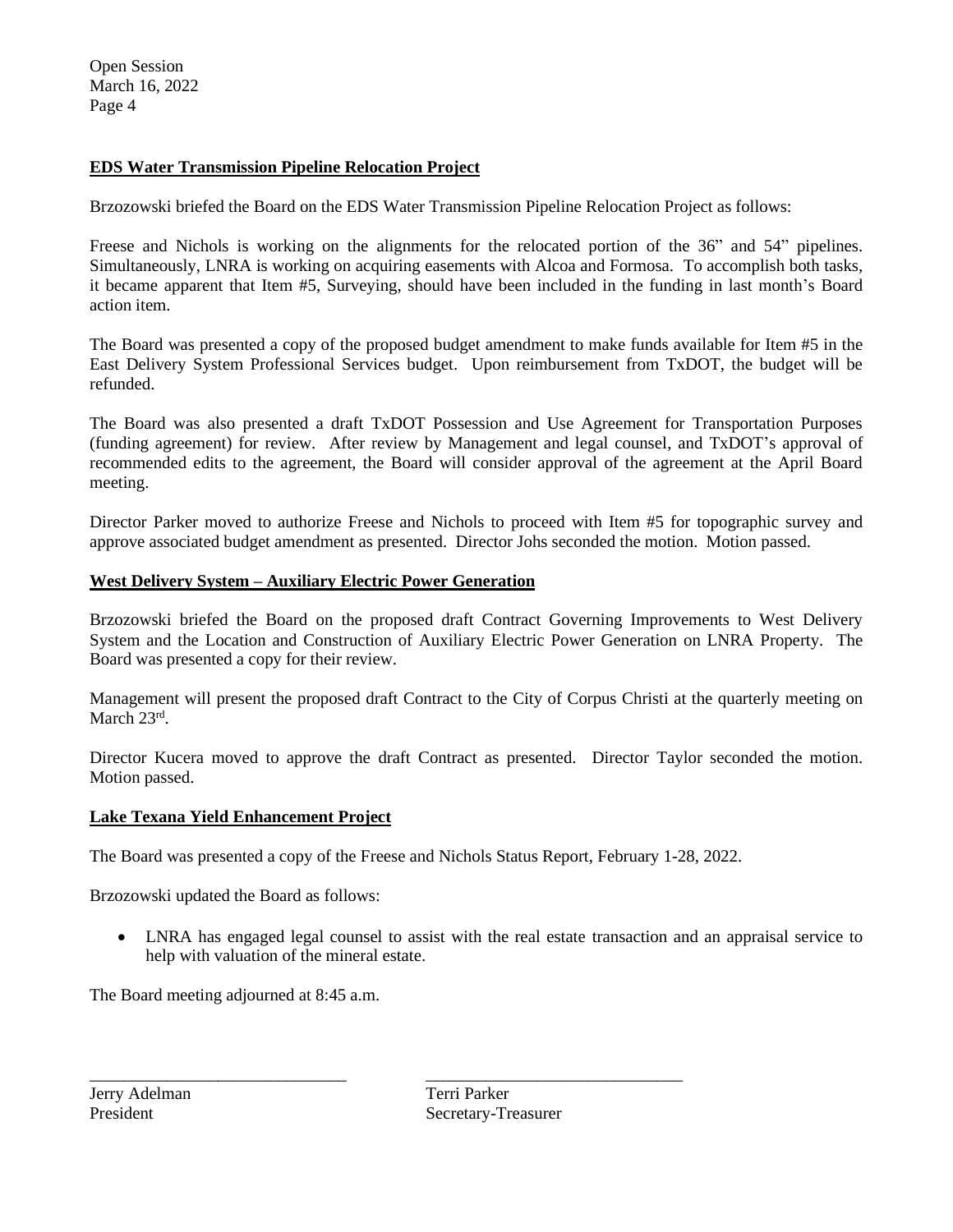**EDS Water Transmission Pipeline Relocation Project**

Brzozowski briefed the Board on the EDS Water Transmission Pipeline Relocation Project as follows:

Freese and Nichols is working on the alignments for the relocated portion of the 36" and 54" pipelines. Simultaneously, LNRA is working on acquiring easements with Alcoa and Formosa. To accomplish both tasks, it became apparent that Item #5, Surveying, should have been included in the funding in last month's Board action item.

The Board was presented a copy of the proposed budget amendment to make funds available for Item #5 in the East Delivery System Professional Services budget. Upon reimbursement from TxDOT, the budget will be refunded.

The Board was also presented a draft TxDOT Possession and Use Agreement for Transportation Purposes (funding agreement) for review. After review by Management and legal counsel, and TxDOT's approval of recommended edits to the agreement, the Board will consider approval of the agreement at the April Board meeting.

Director Parker moved to authorize Freese and Nichols to proceed with Item #5 for topographic survey and approve associated budget amendment as presented. Director Johs seconded the motion. Motion passed.

**West Delivery System – Auxiliary Electric Power Generation**

Brzozowski briefed the Board on the proposed draft Contract Governing Improvements to West Delivery System and the Location and Construction of Auxiliary Electric Power Generation on LNRA Property. The Board was presented a copy for their review.

Management will present the proposed draft Contract to the City of Corpus Christi at the quarterly meeting on March 23rd.

Director Kucera moved to approve the draft Contract as presented. Director Taylor seconded the motion. Motion passed.

**Lake Texana Yield Enhancement Project**

The Board was presented a copy of the Freese and Nichols Status Report, February 1-28, 2022.

Brzozowski updated the Board as follows:

- LNRA has engaged legal counsel to assist with the real estate transaction and an appraisal service to help with valuation of the mineral estate.

The Board meeting adjourned at 8:45 a.m.

\_\_\_\_\_\_\_\_\_\_\_\_\_\_\_\_\_\_\_\_\_\_\_\_\_\_\_\_\_\_
Jerry Adelman
President

\_\_\_\_\_\_\_\_\_\_\_\_\_\_\_\_\_\_\_\_\_\_\_\_\_\_\_\_\_\_
Terri Parker
Secretary-Treasurer